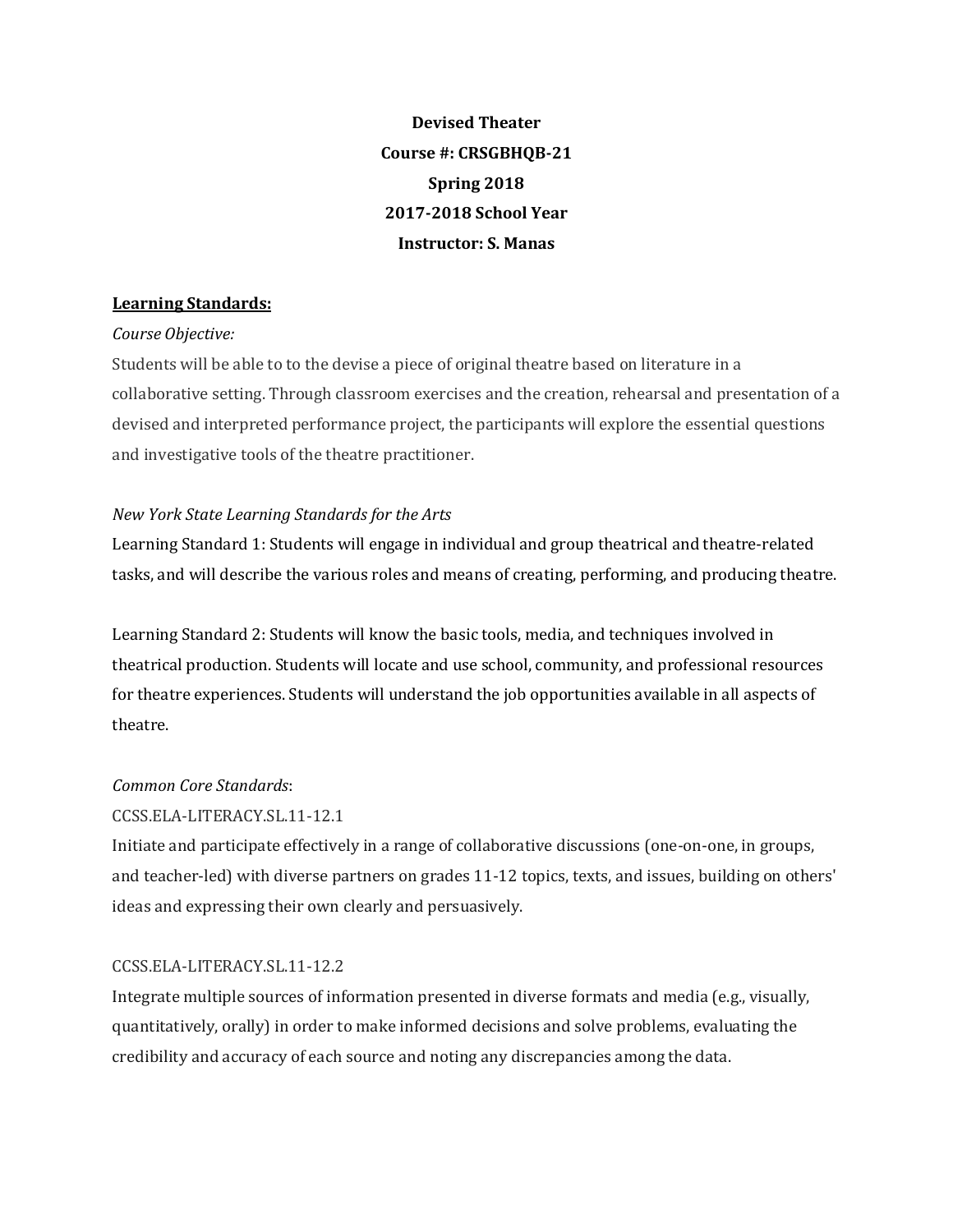**Devised Theater**

**Course #: CRSGBHQB-21**

**Spring 2018**

**2017-2018 School Year**

**Instructor: S. Manas**

**Learning Standards:**

*Course Objective:*

Students will be able to to the devise a piece of original theatre based on literature in a collaborative setting. Through classroom exercises and the creation, rehearsal and presentation of a devised and interpreted performance project, the participants will explore the essential questions and investigative tools of the theatre practitioner.

*New York State Learning Standards for the Arts*

Learning Standard 1: Students will engage in individual and group theatrical and theatre-related tasks, and will describe the various roles and means of creating, performing, and producing theatre.

Learning Standard 2: Students will know the basic tools, media, and techniques involved in theatrical production. Students will locate and use school, community, and professional resources for theatre experiences. Students will understand the job opportunities available in all aspects of theatre.

*Common Core Standards*:

CCSS.ELA-LITERACY.SL.11-12.1

Initiate and participate effectively in a range of collaborative discussions (one-on-one, in groups, and teacher-led) with diverse partners on grades 11-12 topics, texts, and issues, building on others' ideas and expressing their own clearly and persuasively.

CCSS.ELA-LITERACY.SL.11-12.2

Integrate multiple sources of information presented in diverse formats and media (e.g., visually, quantitatively, orally) in order to make informed decisions and solve problems, evaluating the credibility and accuracy of each source and noting any discrepancies among the data.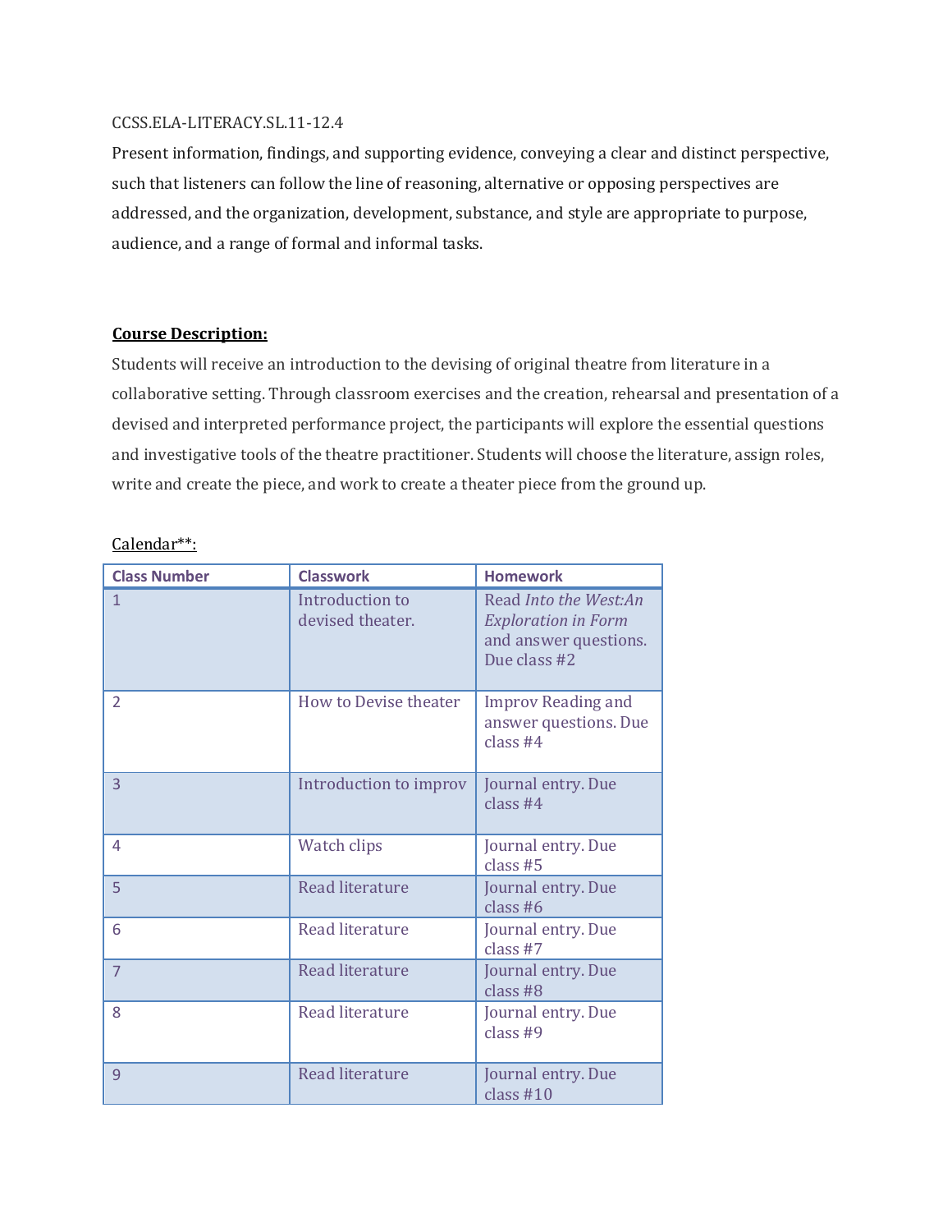CCSS.ELA-LITERACY.SL.11-12.4

Present information, findings, and supporting evidence, conveying a clear and distinct perspective, such that listeners can follow the line of reasoning, alternative or opposing perspectives are addressed, and the organization, development, substance, and style are appropriate to purpose, audience, and a range of formal and informal tasks.

**Course Description:**

Students will receive an introduction to the devising of original theatre from literature in a collaborative setting. Through classroom exercises and the creation, rehearsal and presentation of a devised and interpreted performance project, the participants will explore the essential questions and investigative tools of the theatre practitioner. Students will choose the literature, assign roles, write and create the piece, and work to create a theater piece from the ground up.

Calendar**:

| Class Number | Classwork | Homework |
|---|---|---|
| 1 | Introduction to devised theater. | Read *Into the West:An Exploration in Form* and answer questions. Due class #2 |
| 2 | How to Devise theater | Improv Reading and answer questions. Due class #4 |
| 3 | Introduction to improv | Journal entry. Due class #4 |
| 4 | Watch clips | Journal entry. Due class #5 |
| 5 | Read literature | Journal entry. Due class #6 |
| 6 | Read literature | Journal entry. Due class #7 |
| 7 | Read literature | Journal entry. Due class #8 |
| 8 | Read literature | Journal entry. Due class #9 |
| 9 | Read literature | Journal entry. Due class #10 |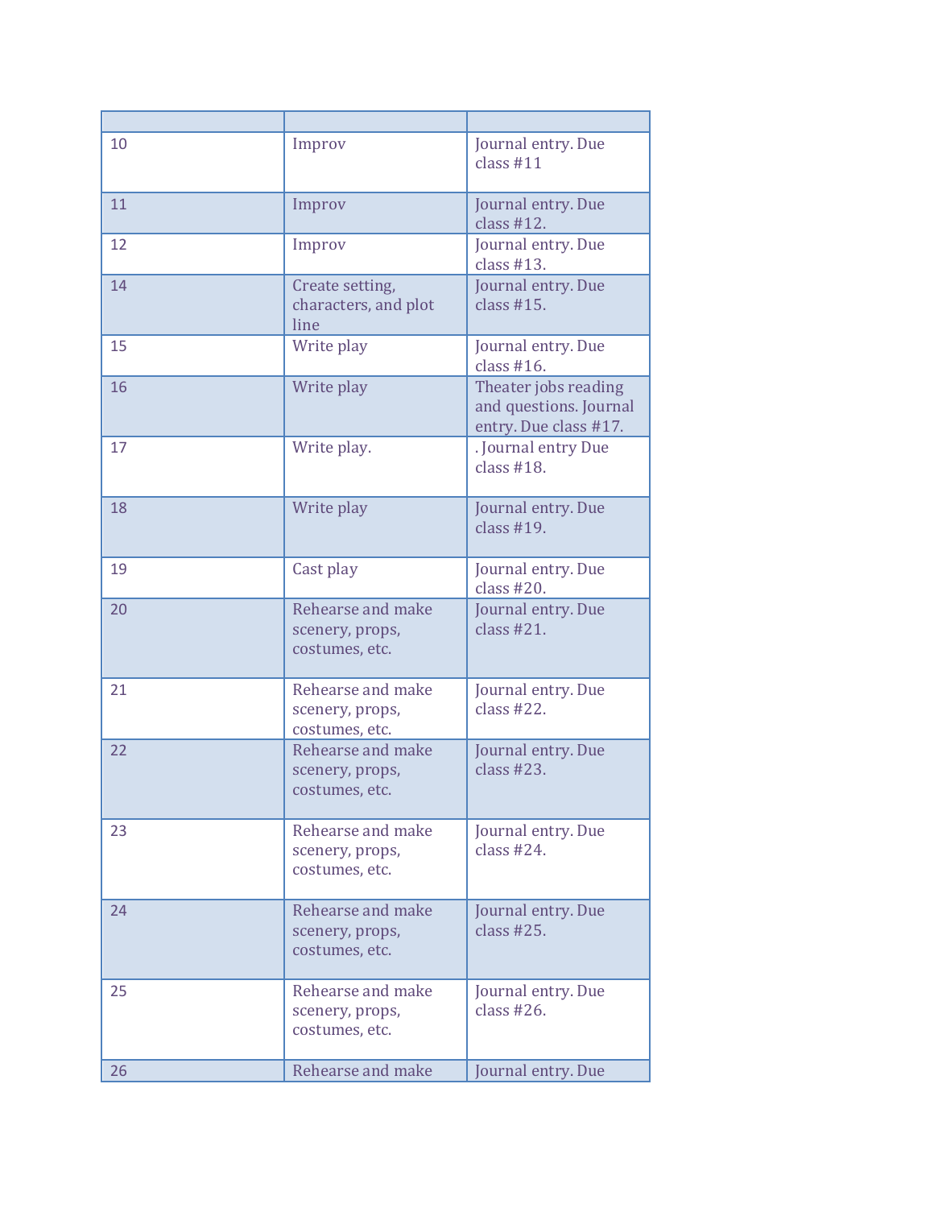| | | |
|---|---|---|
| 10 | Improv | Journal entry. Due class #11 |
| 11 | Improv | Journal entry. Due class #12. |
| 12 | Improv | Journal entry. Due class #13. |
| 14 | Create setting, characters, and plot line | Journal entry. Due class #15. |
| 15 | Write play | Journal entry. Due class #16. |
| 16 | Write play | Theater jobs reading and questions. Journal entry. Due class #17. |
| 17 | Write play. | . Journal entry Due class #18. |
| 18 | Write play | Journal entry. Due class #19. |
| 19 | Cast play | Journal entry. Due class #20. |
| 20 | Rehearse and make scenery, props, costumes, etc. | Journal entry. Due class #21. |
| 21 | Rehearse and make scenery, props, costumes, etc. | Journal entry. Due class #22. |
| 22 | Rehearse and make scenery, props, costumes, etc. | Journal entry. Due class #23. |
| 23 | Rehearse and make scenery, props, costumes, etc. | Journal entry. Due class #24. |
| 24 | Rehearse and make scenery, props, costumes, etc. | Journal entry. Due class #25. |
| 25 | Rehearse and make scenery, props, costumes, etc. | Journal entry. Due class #26. |
| 26 | Rehearse and make | Journal entry. Due |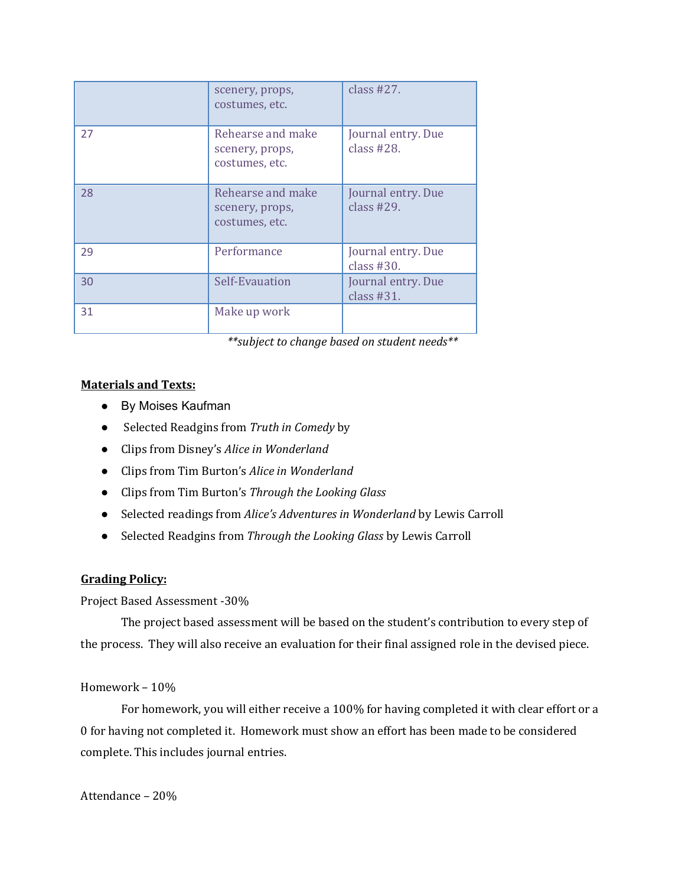| | | |
|---|---|---|
| | scenery, props, costumes, etc. | class #27. |
| 27 | Rehearse and make scenery, props, costumes, etc. | Journal entry. Due class #28. |
| 28 | Rehearse and make scenery, props, costumes, etc. | Journal entry. Due class #29. |
| 29 | Performance | Journal entry. Due class #30. |
| 30 | Self-Evauation | Journal entry. Due class #31. |
| 31 | Make up work | |

*\*\*subject to change based on student needs\*\**

**Materials and Texts:**

- By Moises Kaufman
- Selected Readgins from *Truth in Comedy* by
- Clips from Disney's *Alice in Wonderland*
- Clips from Tim Burton's *Alice in Wonderland*
- Clips from Tim Burton's *Through the Looking Glass*
- Selected readings from *Alice's Adventures in Wonderland* by Lewis Carroll
- Selected Readgins from *Through the Looking Glass* by Lewis Carroll

**Grading Policy:**

Project Based Assessment -30%

The project based assessment will be based on the student's contribution to every step of the process. They will also receive an evaluation for their final assigned role in the devised piece.

Homework – 10%

For homework, you will either receive a 100% for having completed it with clear effort or a 0 for having not completed it. Homework must show an effort has been made to be considered complete. This includes journal entries.

Attendance – 20%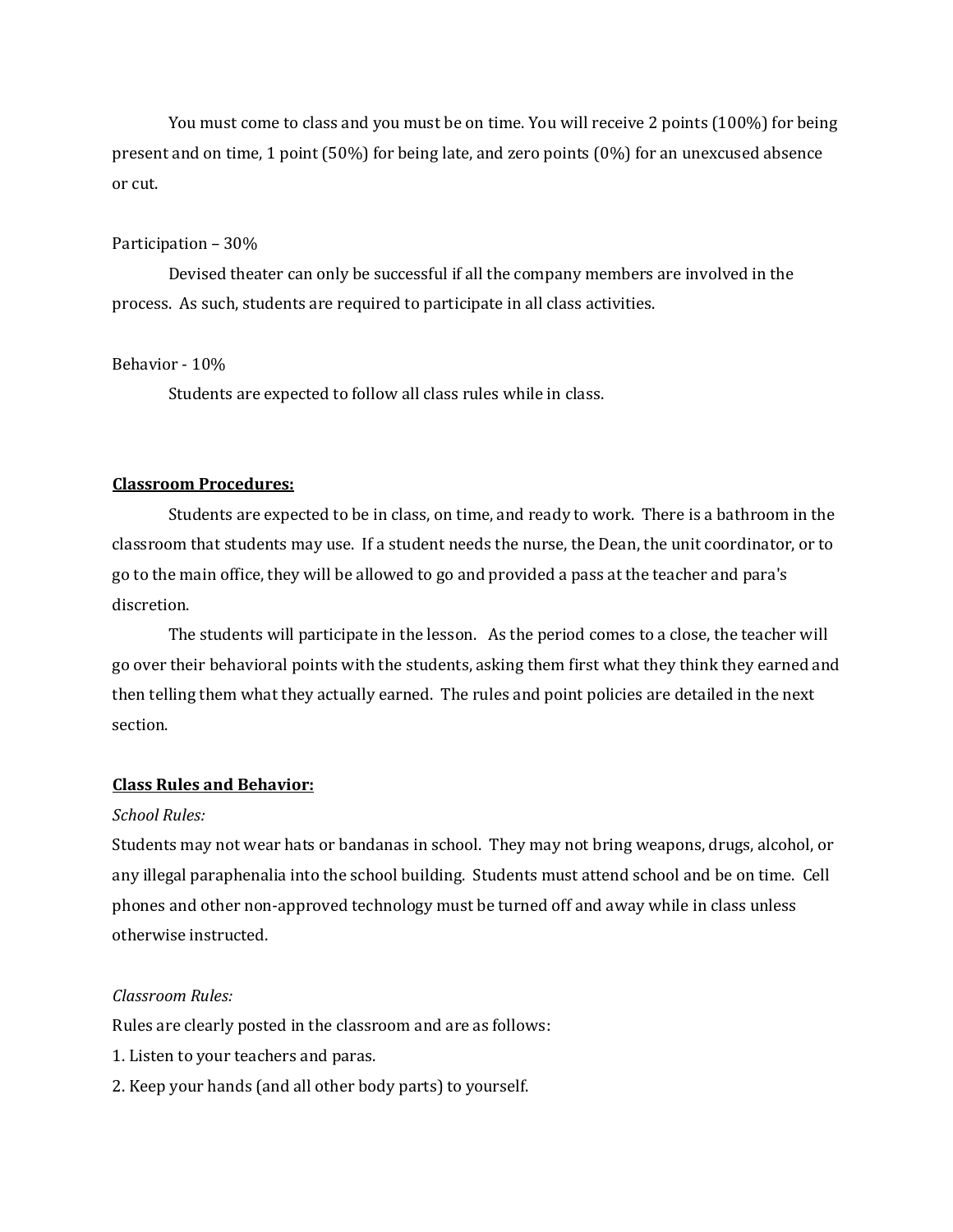You must come to class and you must be on time. You will receive 2 points (100%) for being present and on time, 1 point (50%) for being late, and zero points (0%) for an unexcused absence or cut.

Participation – 30%

Devised theater can only be successful if all the company members are involved in the process. As such, students are required to participate in all class activities.

Behavior - 10%

Students are expected to follow all class rules while in class.

**Classroom Procedures:**

Students are expected to be in class, on time, and ready to work. There is a bathroom in the classroom that students may use. If a student needs the nurse, the Dean, the unit coordinator, or to go to the main office, they will be allowed to go and provided a pass at the teacher and para's discretion.

The students will participate in the lesson. As the period comes to a close, the teacher will go over their behavioral points with the students, asking them first what they think they earned and then telling them what they actually earned. The rules and point policies are detailed in the next section.

**Class Rules and Behavior:**

*School Rules:*

Students may not wear hats or bandanas in school. They may not bring weapons, drugs, alcohol, or any illegal paraphenalia into the school building. Students must attend school and be on time. Cell phones and other non-approved technology must be turned off and away while in class unless otherwise instructed.

*Classroom Rules:*

Rules are clearly posted in the classroom and are as follows:

1. Listen to your teachers and paras.
2. Keep your hands (and all other body parts) to yourself.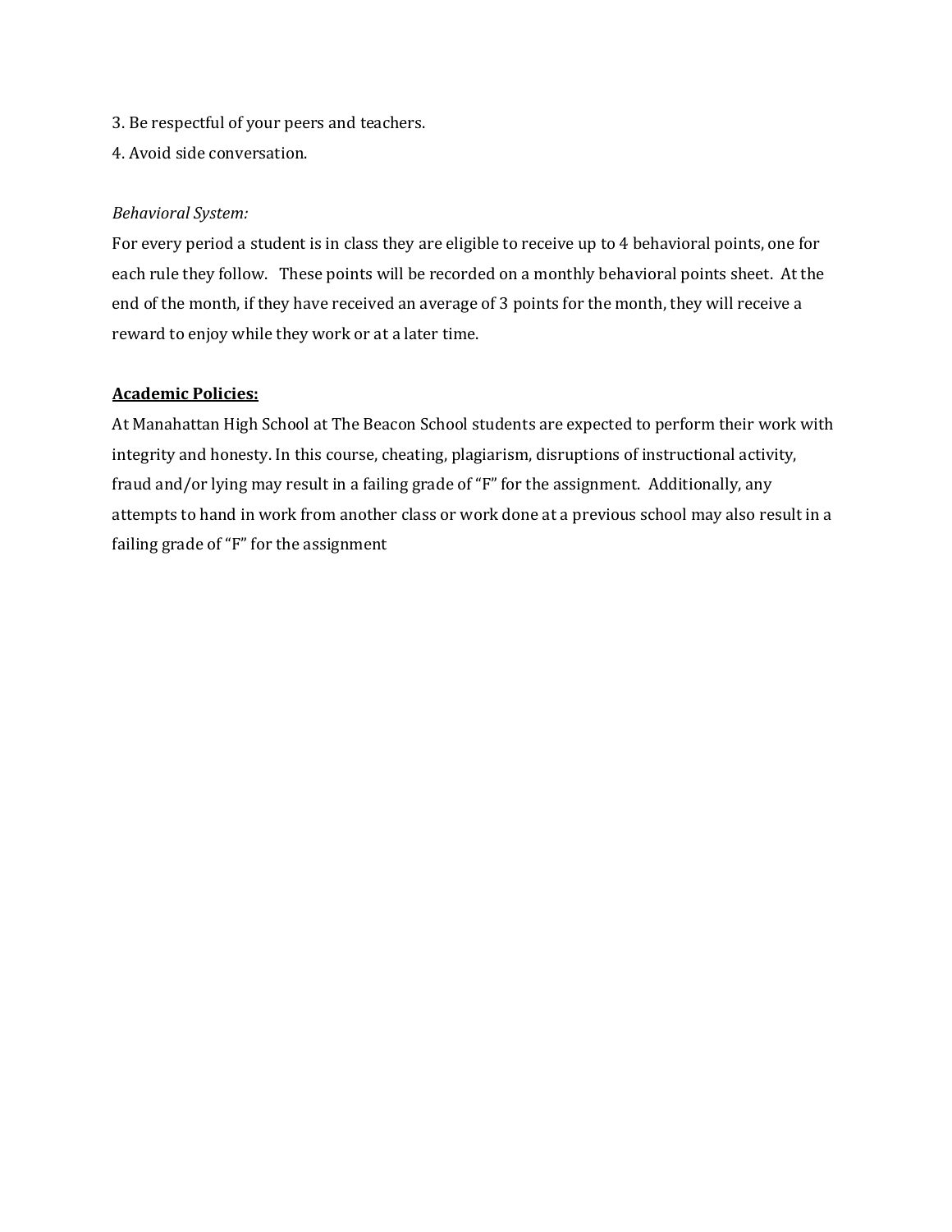3. Be respectful of your peers and teachers.
4. Avoid side conversation.

*Behavioral System:*
For every period a student is in class they are eligible to receive up to 4 behavioral points, one for each rule they follow. These points will be recorded on a monthly behavioral points sheet. At the end of the month, if they have received an average of 3 points for the month, they will receive a reward to enjoy while they work or at a later time.

**Academic Policies:**
At Manahattan High School at The Beacon School students are expected to perform their work with integrity and honesty. In this course, cheating, plagiarism, disruptions of instructional activity, fraud and/or lying may result in a failing grade of "F" for the assignment. Additionally, any attempts to hand in work from another class or work done at a previous school may also result in a failing grade of "F" for the assignment